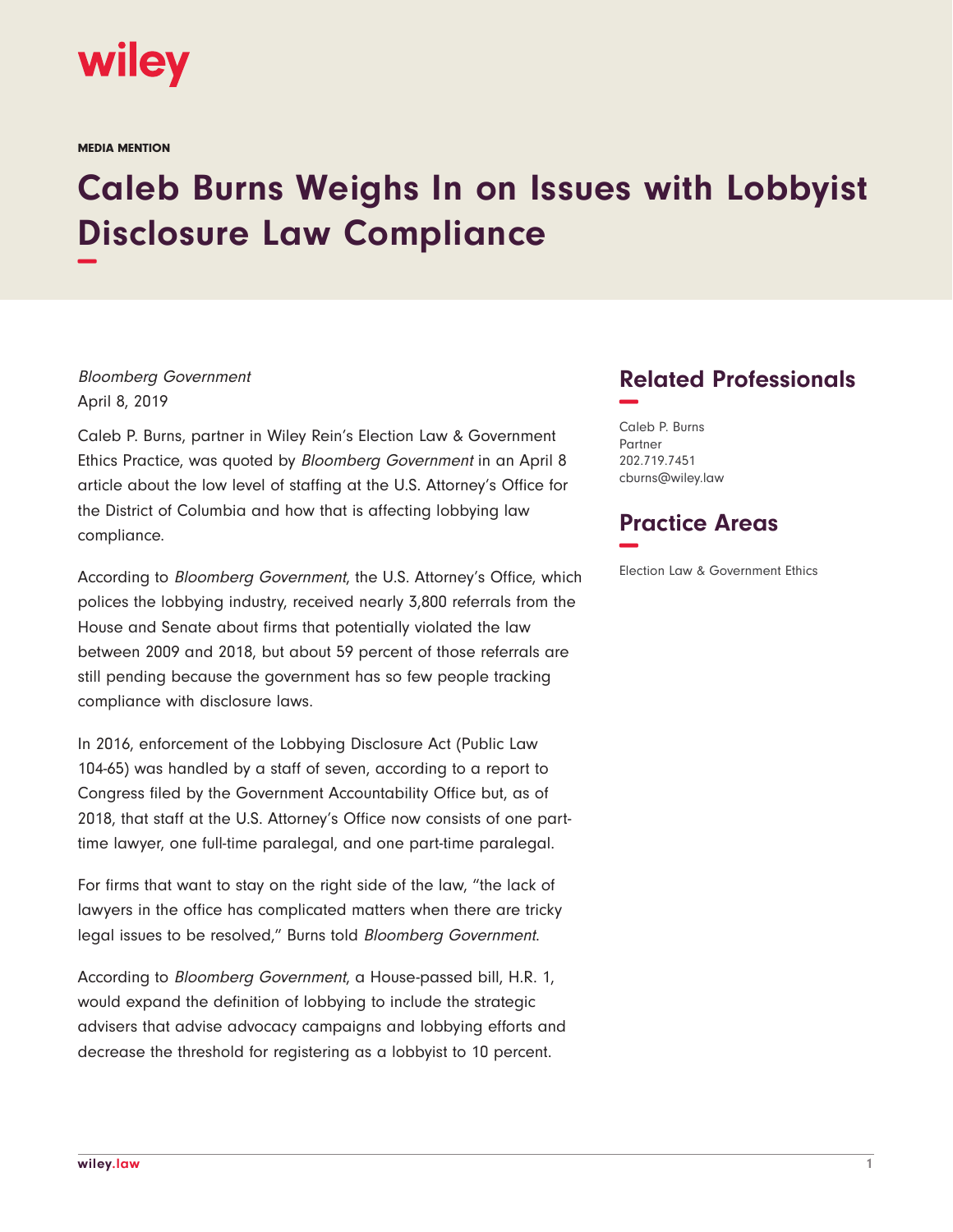wiley

MEDIA MENTION

# Caleb Burns Weighs In on Issues with Lobbyist Disclosure Law Compliance

*Bloomberg Government*
April 8, 2019

Caleb P. Burns, partner in Wiley Rein's Election Law & Government Ethics Practice, was quoted by *Bloomberg Government* in an April 8 article about the low level of staffing at the U.S. Attorney's Office for the District of Columbia and how that is affecting lobbying law compliance.

According to *Bloomberg Government*, the U.S. Attorney's Office, which polices the lobbying industry, received nearly 3,800 referrals from the House and Senate about firms that potentially violated the law between 2009 and 2018, but about 59 percent of those referrals are still pending because the government has so few people tracking compliance with disclosure laws.

In 2016, enforcement of the Lobbying Disclosure Act (Public Law 104-65) was handled by a staff of seven, according to a report to Congress filed by the Government Accountability Office but, as of 2018, that staff at the U.S. Attorney's Office now consists of one part-time lawyer, one full-time paralegal, and one part-time paralegal.

For firms that want to stay on the right side of the law, "the lack of lawyers in the office has complicated matters when there are tricky legal issues to be resolved," Burns told *Bloomberg Government*.

According to *Bloomberg Government*, a House-passed bill, H.R. 1, would expand the definition of lobbying to include the strategic advisers that advise advocacy campaigns and lobbying efforts and decrease the threshold for registering as a lobbyist to 10 percent.

## Related Professionals

Caleb P. Burns
Partner
202.719.7451
cburns@wiley.law

## Practice Areas

Election Law & Government Ethics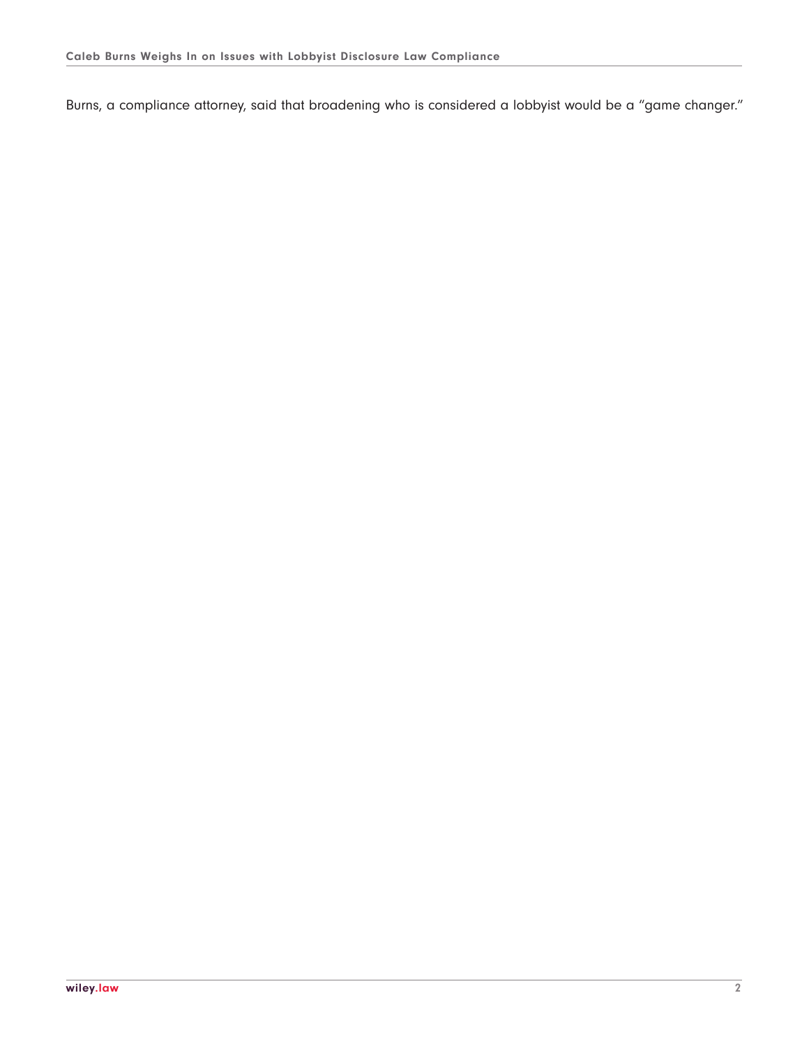Burns, a compliance attorney, said that broadening who is considered a lobbyist would be a "game changer."